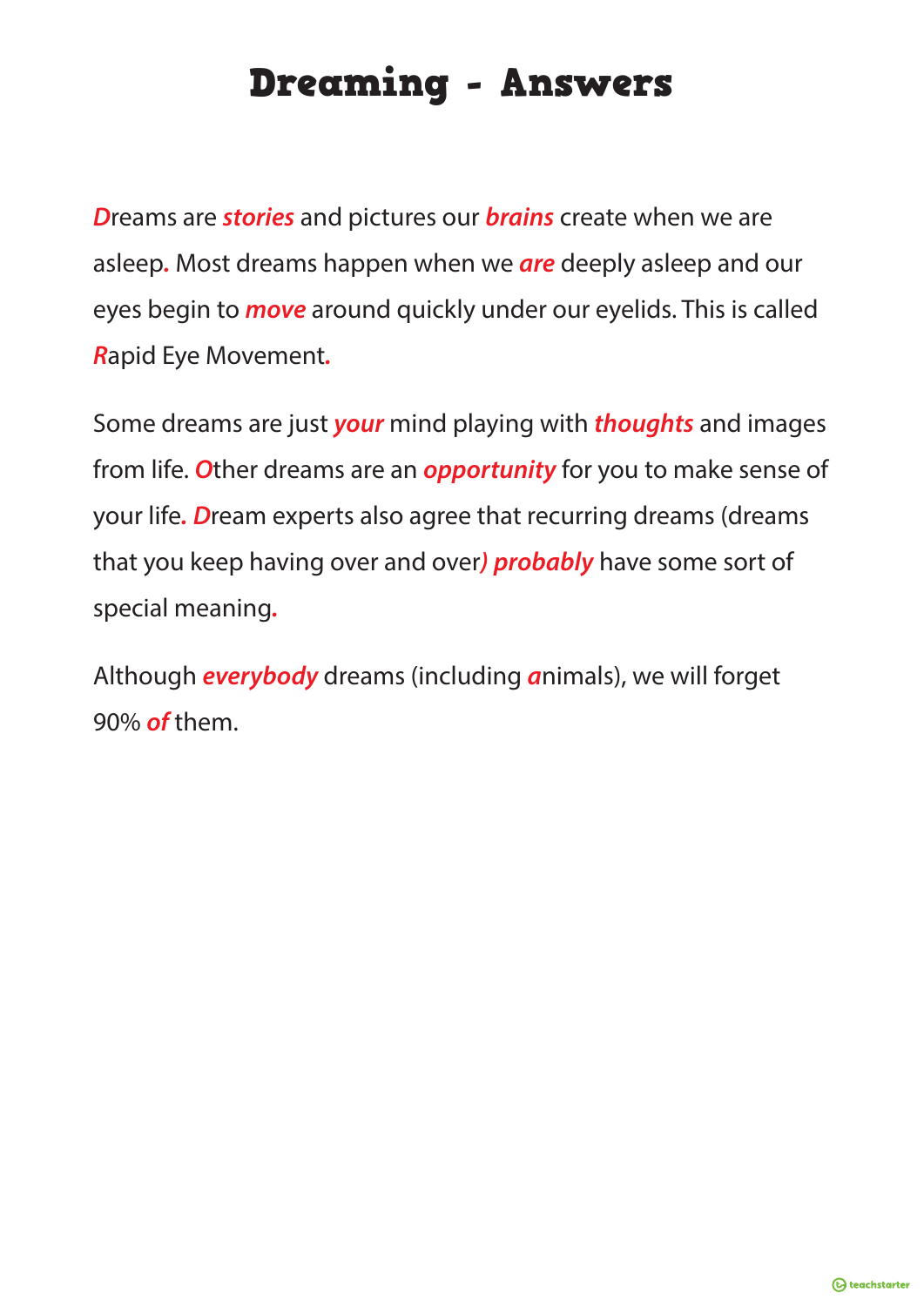# Dreaming - Answers

***D***reams are ***stories*** and pictures our ***brains*** create when we are asleep***.*** Most dreams happen when we ***are*** deeply asleep and our eyes begin to ***move*** around quickly under our eyelids. This is called ***R***apid Eye Movement***.***

Some dreams are just ***your*** mind playing with ***thoughts*** and images from life. ***O***ther dreams are an ***opportunity*** for you to make sense of your life***. D***ream experts also agree that recurring dreams (dreams that you keep having over and over***) probably*** have some sort of special meaning***.***

Although ***everybody*** dreams (including ***a***nimals), we will forget 90% ***of*** them.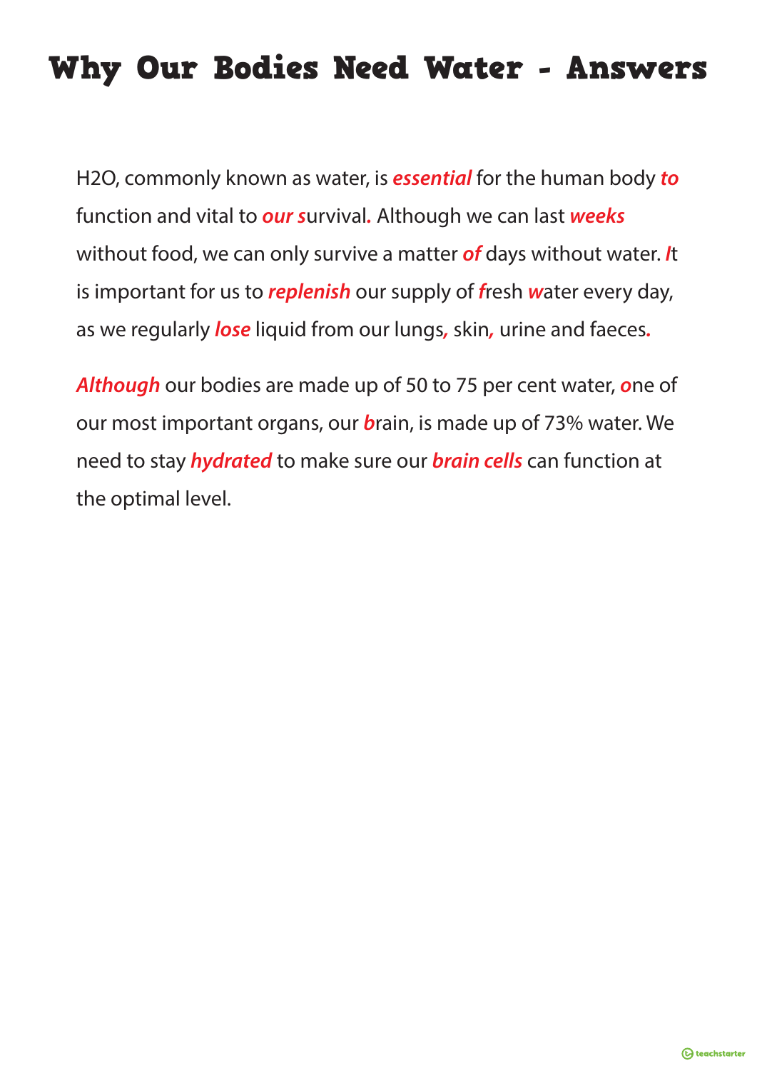# Why Our Bodies Need Water - Answers

H2O, commonly known as water, is ***essential*** for the human body ***to*** function and vital to ***our s***urvival**.** Although we can last ***weeks*** without food, we can only survive a matter ***of*** days without water. ***I***t is important for us to ***replenish*** our supply of ***f***resh ***w***ater every day, as we regularly ***lose*** liquid from our lungs***,*** skin***,*** urine and faeces**.**

***Although*** our bodies are made up of 50 to 75 per cent water, ***o***ne of our most important organs, our ***b***rain, is made up of 73% water. We need to stay ***hydrated*** to make sure our ***brain cells*** can function at the optimal level.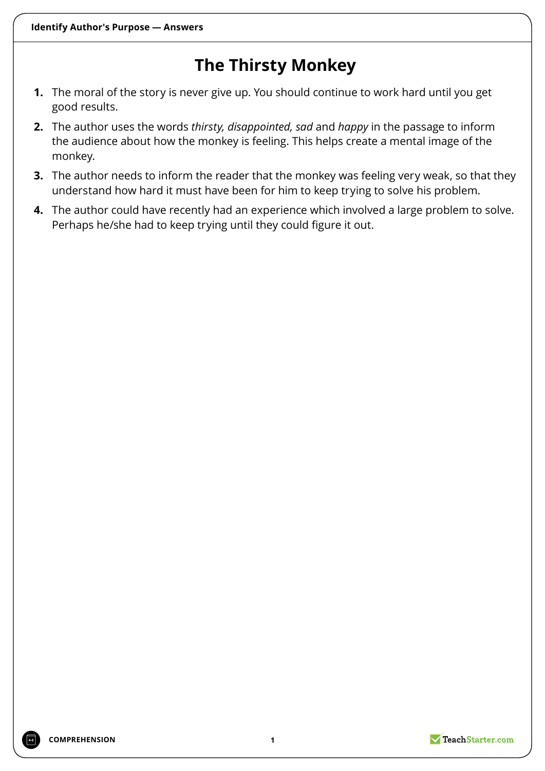# The Thirsty Monkey

1. The moral of the story is never give up. You should continue to work hard until you get good results.
2. The author uses the words *thirsty, disappointed, sad* and *happy* in the passage to inform the audience about how the monkey is feeling. This helps create a mental image of the monkey.
3. The author needs to inform the reader that the monkey was feeling very weak, so that they understand how hard it must have been for him to keep trying to solve his problem.
4. The author could have recently had an experience which involved a large problem to solve. Perhaps he/she had to keep trying until they could figure it out.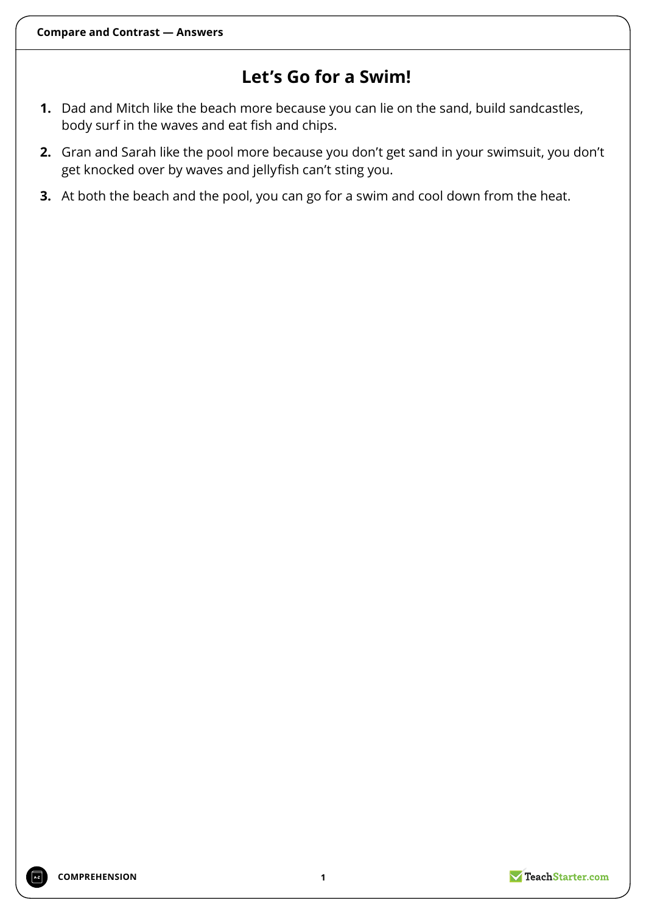# Let's Go for a Swim!

1. Dad and Mitch like the beach more because you can lie on the sand, build sandcastles, body surf in the waves and eat fish and chips.
2. Gran and Sarah like the pool more because you don't get sand in your swimsuit, you don't get knocked over by waves and jellyfish can't sting you.
3. At both the beach and the pool, you can go for a swim and cool down from the heat.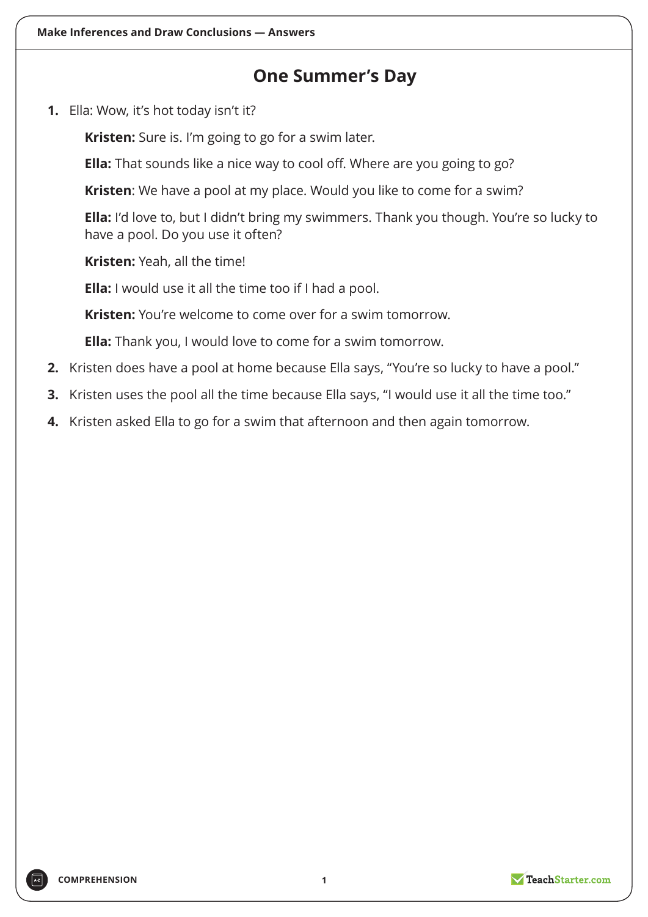**Make Inferences and Draw Conclusions — Answers**

# One Summer's Day

1. Ella: Wow, it's hot today isn't it?

   **Kristen:** Sure is. I'm going to go for a swim later.

   **Ella:** That sounds like a nice way to cool off. Where are you going to go?

   **Kristen**: We have a pool at my place. Would you like to come for a swim?

   **Ella:** I'd love to, but I didn't bring my swimmers. Thank you though. You're so lucky to have a pool. Do you use it often?

   **Kristen:** Yeah, all the time!

   **Ella:** I would use it all the time too if I had a pool.

   **Kristen:** You're welcome to come over for a swim tomorrow.

   **Ella:** Thank you, I would love to come for a swim tomorrow.

2. Kristen does have a pool at home because Ella says, "You're so lucky to have a pool."
3. Kristen uses the pool all the time because Ella says, "I would use it all the time too."
4. Kristen asked Ella to go for a swim that afternoon and then again tomorrow.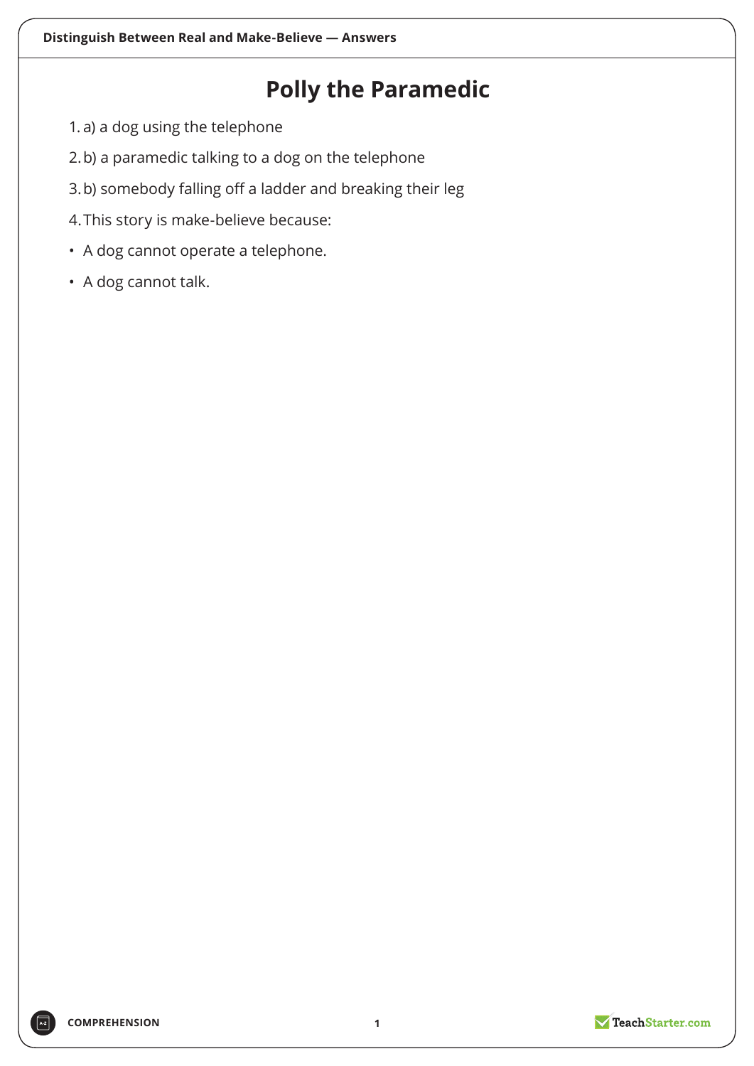# Polly the Paramedic

1. a) a dog using the telephone
2. b) a paramedic talking to a dog on the telephone
3. b) somebody falling off a ladder and breaking their leg
4. This story is make-believe because:

- A dog cannot operate a telephone.
- A dog cannot talk.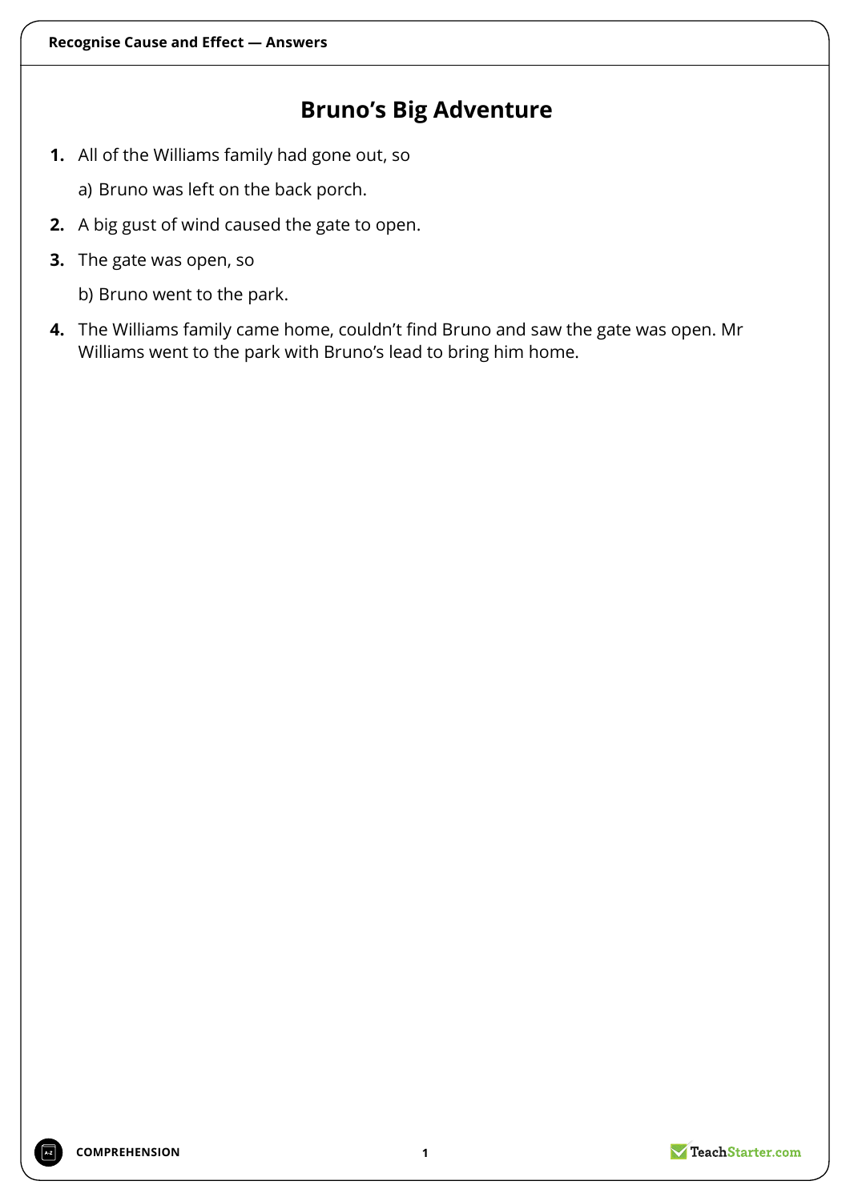# Bruno's Big Adventure

1. All of the Williams family had gone out, so

   a) Bruno was left on the back porch.

2. A big gust of wind caused the gate to open.

3. The gate was open, so

   b) Bruno went to the park.

4. The Williams family came home, couldn't find Bruno and saw the gate was open. Mr Williams went to the park with Bruno's lead to bring him home.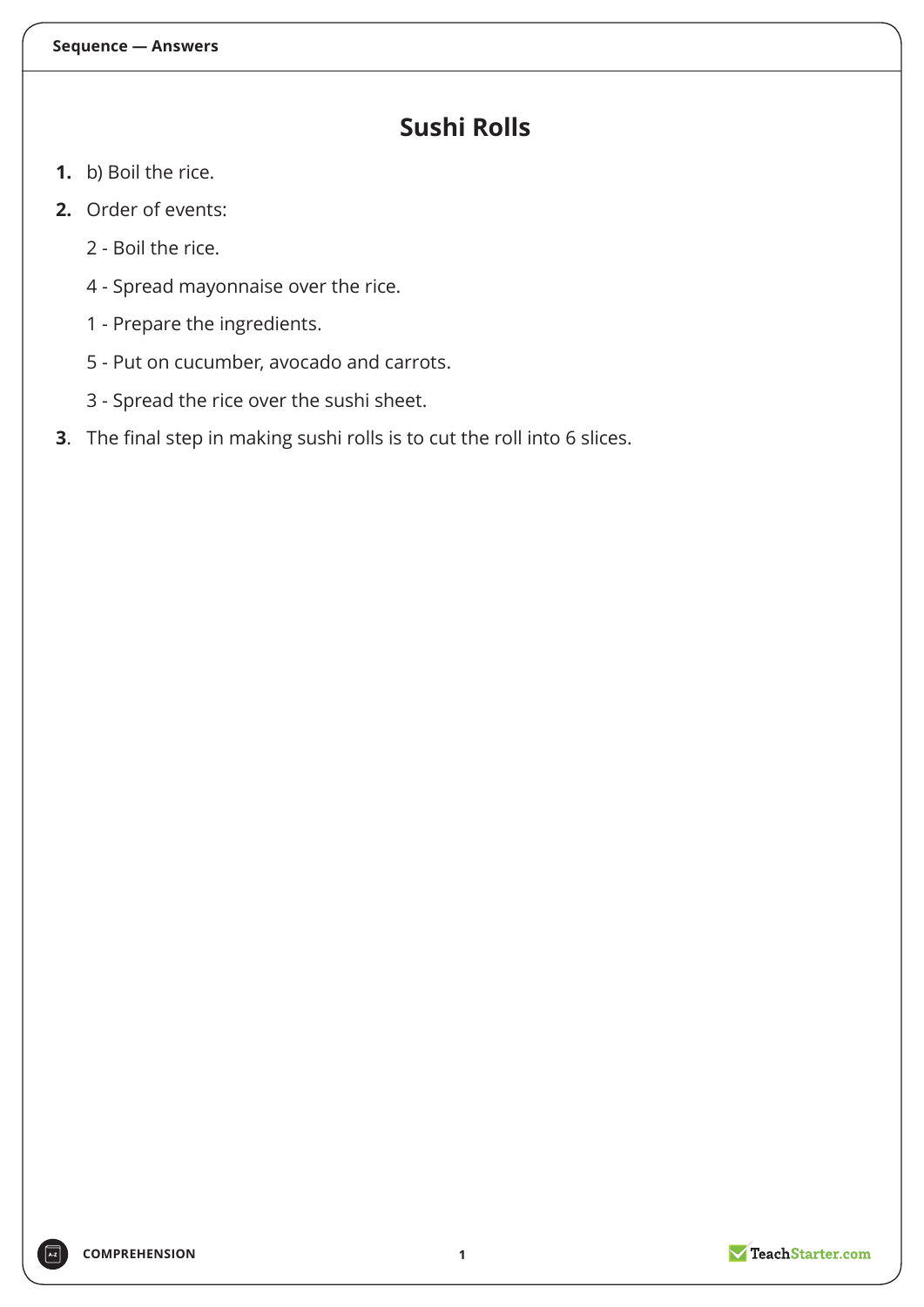**Sequence — Answers**

# Sushi Rolls

1. b) Boil the rice.
2. Order of events:

   2 - Boil the rice.

   4 - Spread mayonnaise over the rice.

   1 - Prepare the ingredients.

   5 - Put on cucumber, avocado and carrots.

   3 - Spread the rice over the sushi sheet.

3. The final step in making sushi rolls is to cut the roll into 6 slices.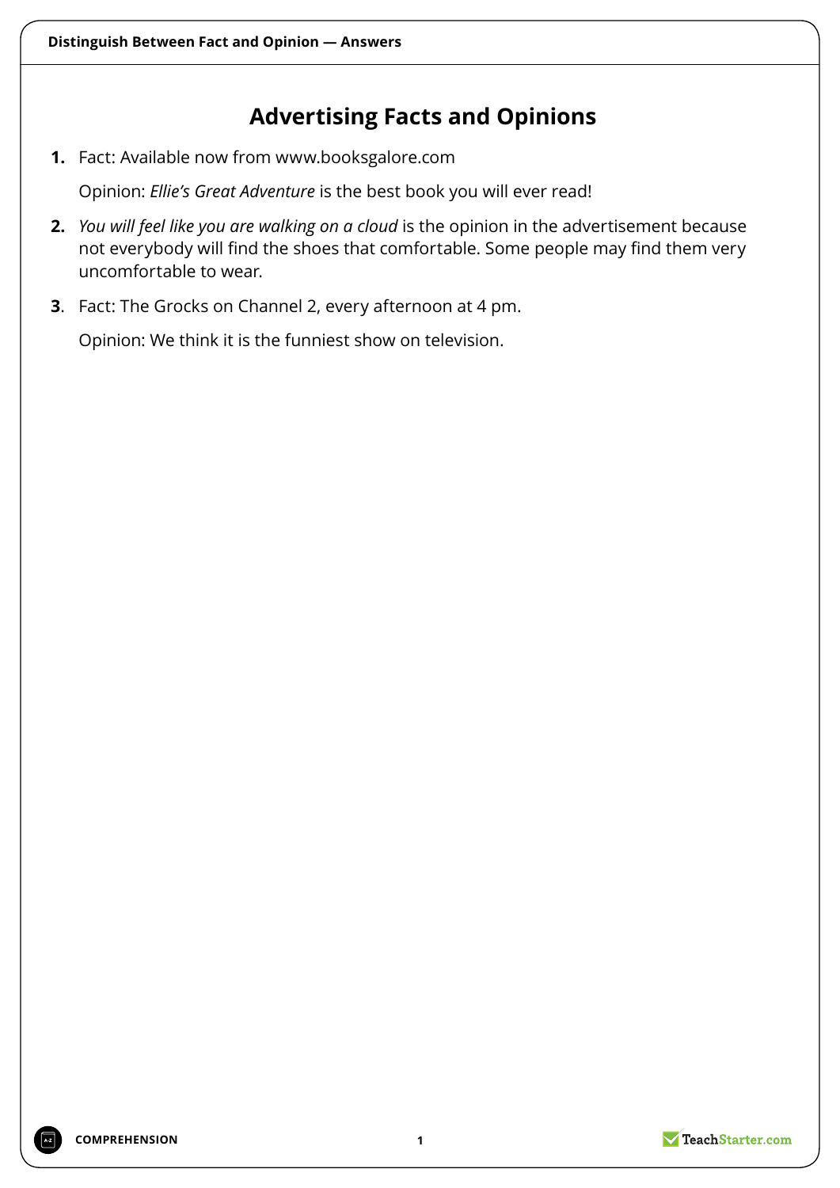# Advertising Facts and Opinions

1. Fact: Available now from www.booksgalore.com

   Opinion: *Ellie's Great Adventure* is the best book you will ever read!

2. *You will feel like you are walking on a cloud* is the opinion in the advertisement because not everybody will find the shoes that comfortable. Some people may find them very uncomfortable to wear.

3. Fact: The Grocks on Channel 2, every afternoon at 4 pm.

   Opinion: We think it is the funniest show on television.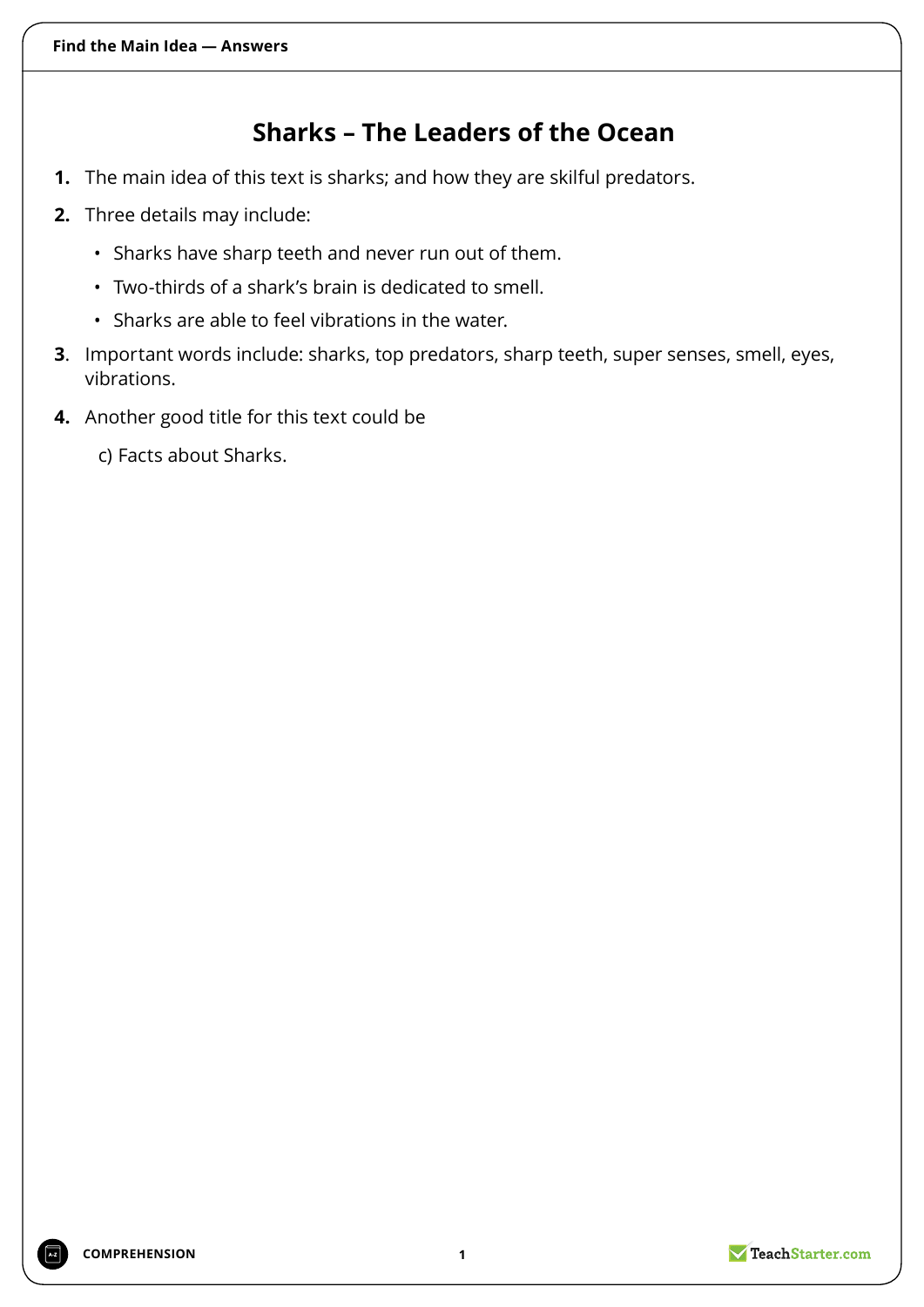## Find the Main Idea — Answers

# Sharks – The Leaders of the Ocean

1. The main idea of this text is sharks; and how they are skilful predators.
2. Three details may include:
   - Sharks have sharp teeth and never run out of them.
   - Two-thirds of a shark's brain is dedicated to smell.
   - Sharks are able to feel vibrations in the water.
3. Important words include: sharks, top predators, sharp teeth, super senses, smell, eyes, vibrations.
4. Another good title for this text could be

   c) Facts about Sharks.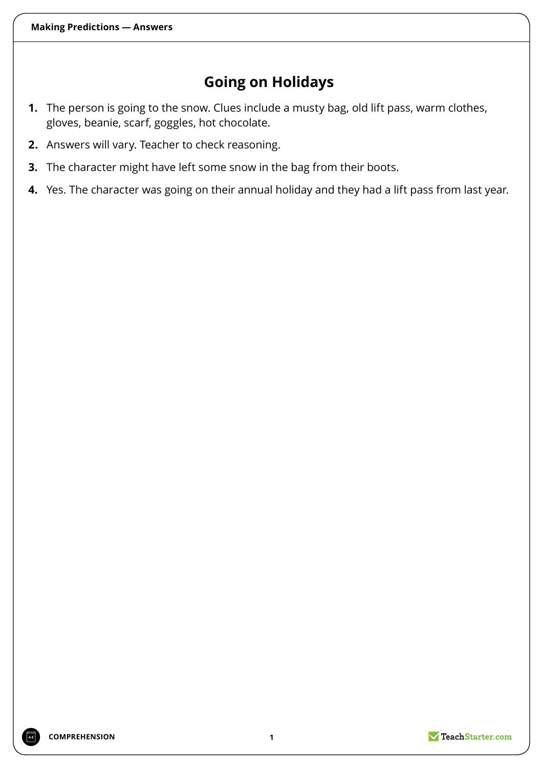# Going on Holidays

1. The person is going to the snow. Clues include a musty bag, old lift pass, warm clothes, gloves, beanie, scarf, goggles, hot chocolate.
2. Answers will vary. Teacher to check reasoning.
3. The character might have left some snow in the bag from their boots.
4. Yes. The character was going on their annual holiday and they had a lift pass from last year.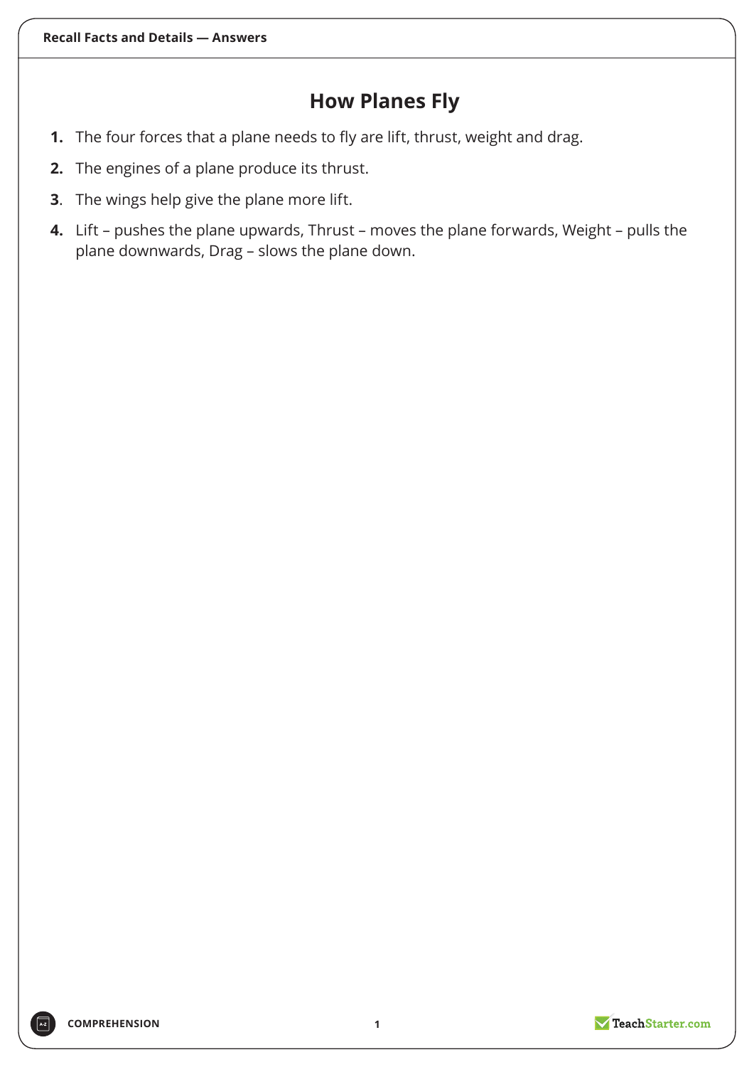# How Planes Fly

1. The four forces that a plane needs to fly are lift, thrust, weight and drag.
2. The engines of a plane produce its thrust.
3. The wings help give the plane more lift.
4. Lift – pushes the plane upwards, Thrust – moves the plane forwards, Weight – pulls the plane downwards, Drag – slows the plane down.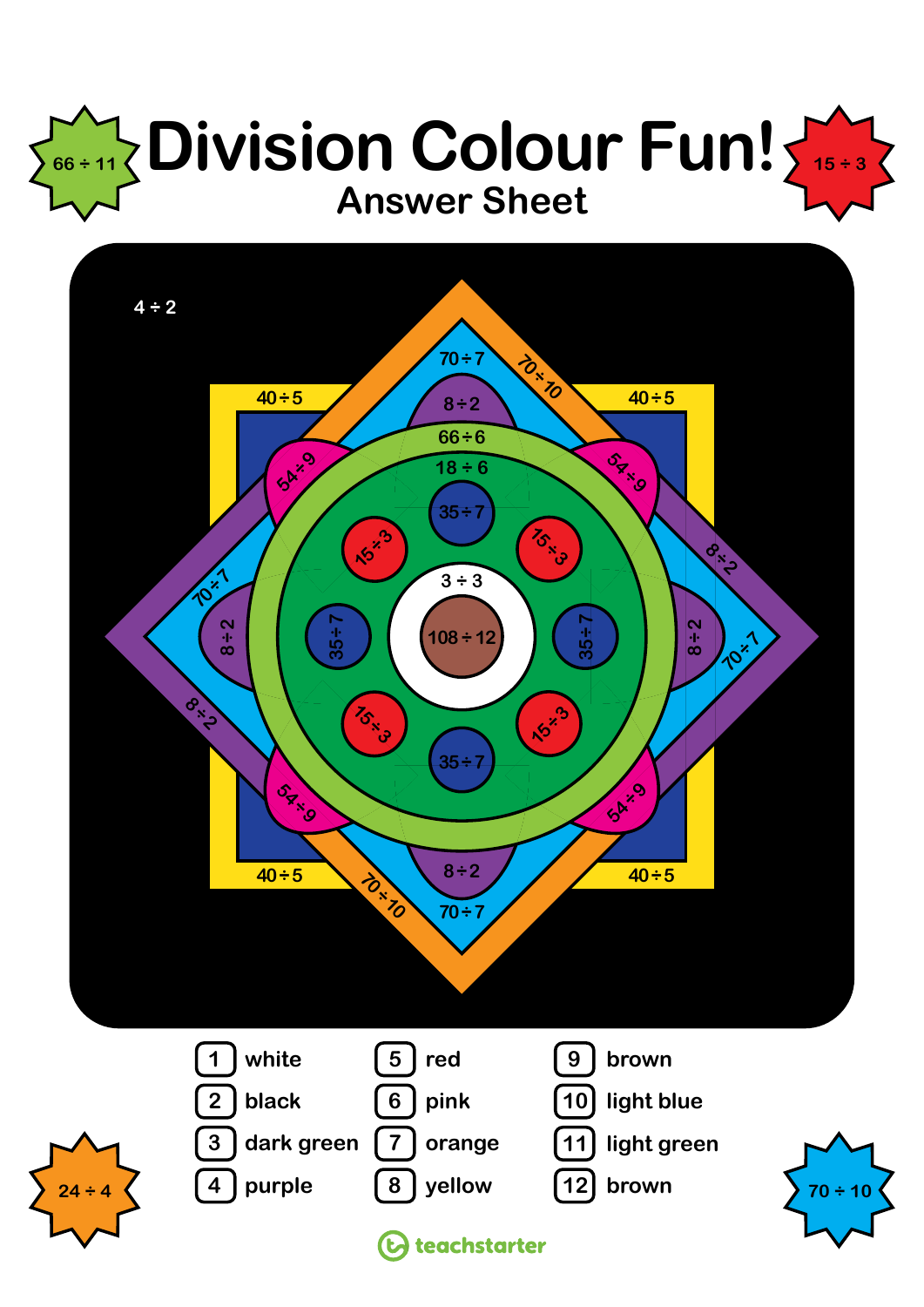# Division Colour Fun!

## Answer Sheet

66 ÷ 11

15 ÷ 3

4 ÷ 2

70 ÷ 7

70 ÷ 10

40 ÷ 5

8 ÷ 2

66 ÷ 6

54 ÷ 9

18 ÷ 6

35 ÷ 7

15 ÷ 3

3 ÷ 3

108 ÷ 12

24 ÷ 4

70 ÷ 10

| | | |
|---|---|---|
| 1 white | 5 red | 9 brown |
| 2 black | 6 pink | 10 light blue |
| 3 dark green | 7 orange | 11 light green |
| 4 purple | 8 yellow | 12 brown |

teachstarter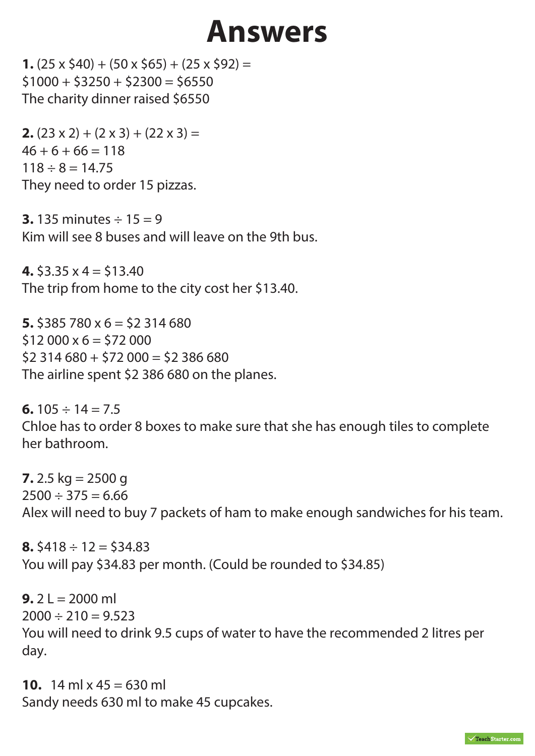# Answers

**1.** (25 x $40) + (50 x $65) + (25 x $92) =
$1000 + $3250 + $2300 = $6550
The charity dinner raised $6550

**2.** (23 x 2) + (2 x 3) + (22 x 3) =
46 + 6 + 66 = 118
118 ÷ 8 = 14.75
They need to order 15 pizzas.

**3.** 135 minutes ÷ 15 = 9
Kim will see 8 buses and will leave on the 9th bus.

**4.** $3.35 x 4 = $13.40
The trip from home to the city cost her $13.40.

**5.** $385 780 x 6 = $2 314 680
$12 000 x 6 = $72 000
$2 314 680 + $72 000 = $2 386 680
The airline spent $2 386 680 on the planes.

**6.** 105 ÷ 14 = 7.5
Chloe has to order 8 boxes to make sure that she has enough tiles to complete her bathroom.

**7.** 2.5 kg = 2500 g
2500 ÷ 375 = 6.66
Alex will need to buy 7 packets of ham to make enough sandwiches for his team.

**8.** $418 ÷ 12 = $34.83
You will pay $34.83 per month. (Could be rounded to $34.85)

**9.** 2 L = 2000 ml
2000 ÷ 210 = 9.523
You will need to drink 9.5 cups of water to have the recommended 2 litres per day.

**10.** 14 ml x 45 = 630 ml
Sandy needs 630 ml to make 45 cupcakes.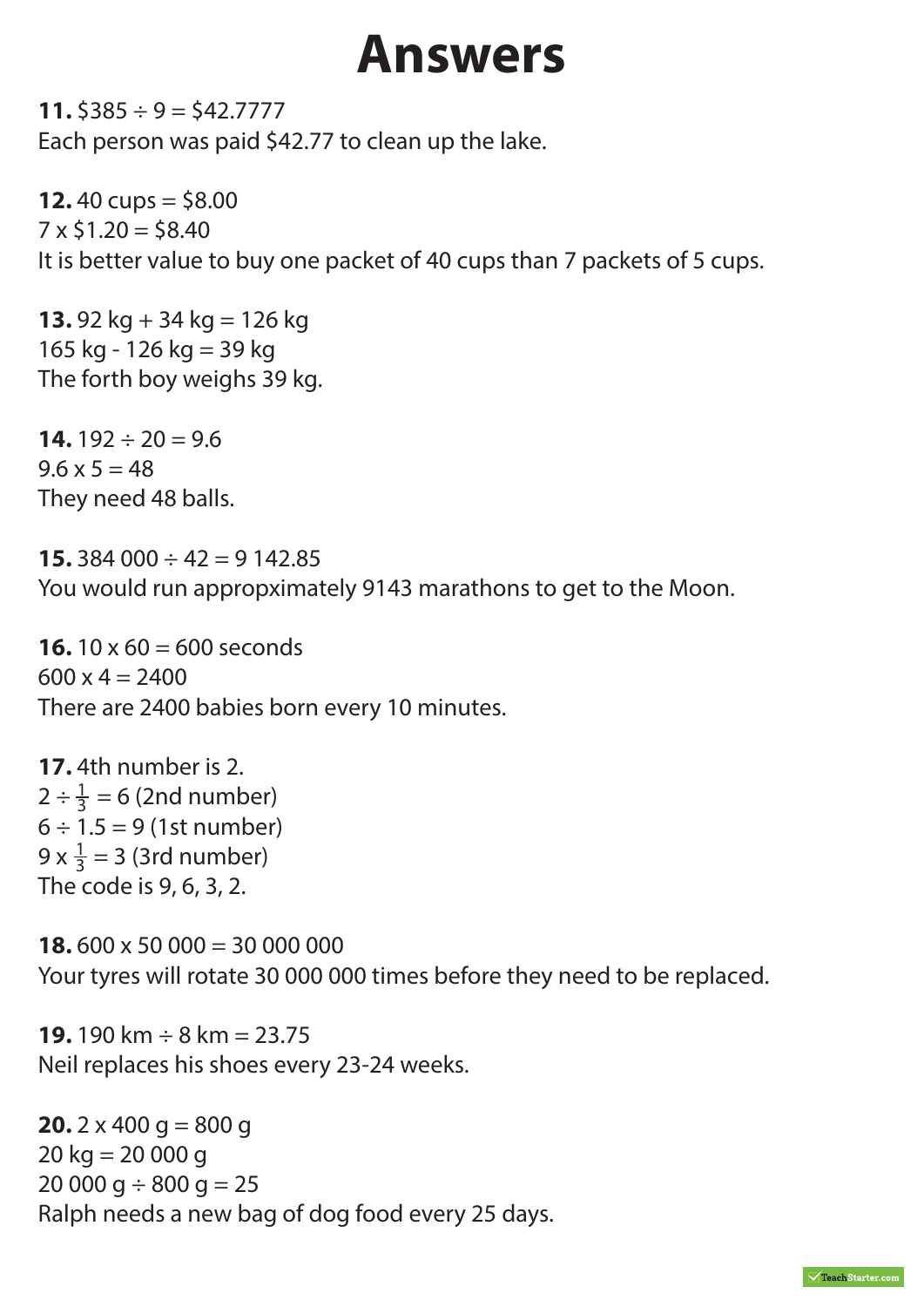# Answers

**11.** $385 ÷ 9 = $42.7777
Each person was paid $42.77 to clean up the lake.

**12.** 40 cups = $8.00
7 x $1.20 = $8.40
It is better value to buy one packet of 40 cups than 7 packets of 5 cups.

**13.** 92 kg + 34 kg = 126 kg
165 kg - 126 kg = 39 kg
The forth boy weighs 39 kg.

**14.** 192 ÷ 20 = 9.6
9.6 x 5 = 48
They need 48 balls.

**15.** 384 000 ÷ 42 = 9 142.85
You would run appropximately 9143 marathons to get to the Moon.

**16.** 10 x 60 = 600 seconds
600 x 4 = 2400
There are 2400 babies born every 10 minutes.

**17.** 4th number is 2.
$2 \div \frac{1}{3} = 6$ (2nd number)
$6 \div 1.5 = 9$ (1st number)
$9 \times \frac{1}{3} = 3$ (3rd number)
The code is 9, 6, 3, 2.

**18.** 600 x 50 000 = 30 000 000
Your tyres will rotate 30 000 000 times before they need to be replaced.

**19.** 190 km ÷ 8 km = 23.75
Neil replaces his shoes every 23-24 weeks.

**20.** 2 x 400 g = 800 g
20 kg = 20 000 g
20 000 g ÷ 800 g = 25
Ralph needs a new bag of dog food every 25 days.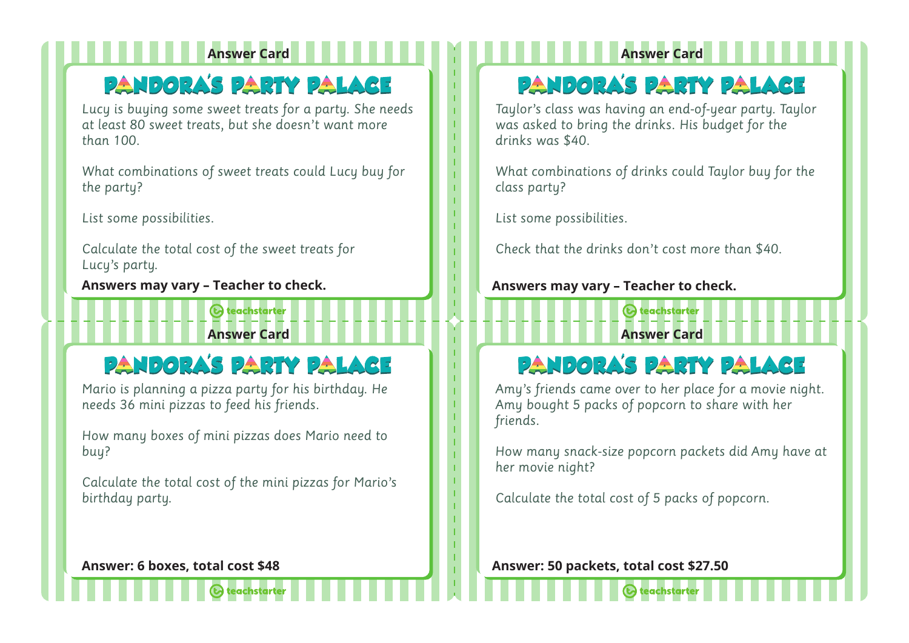**Answer Card**

## PANDORA'S PARTY PALACE

*Lucy is buying some sweet treats for a party. She needs at least 80 sweet treats, but she doesn't want more than 100.*

*What combinations of sweet treats could Lucy buy for the party?*

*List some possibilities.*

*Calculate the total cost of the sweet treats for Lucy's party.*

**Answers may vary – Teacher to check.**

---

**Answer Card**

## PANDORA'S PARTY PALACE

*Taylor's class was having an end-of-year party. Taylor was asked to bring the drinks. His budget for the drinks was $40.*

*What combinations of drinks could Taylor buy for the class party?*

*List some possibilities.*

*Check that the drinks don't cost more than $40.*

**Answers may vary – Teacher to check.**

---

**Answer Card**

## PANDORA'S PARTY PALACE

*Mario is planning a pizza party for his birthday. He needs 36 mini pizzas to feed his friends.*

*How many boxes of mini pizzas does Mario need to buy?*

*Calculate the total cost of the mini pizzas for Mario's birthday party.*

**Answer: 6 boxes, total cost $48**

---

**Answer Card**

## PANDORA'S PARTY PALACE

*Amy's friends came over to her place for a movie night. Amy bought 5 packs of popcorn to share with her friends.*

*How many snack-size popcorn packets did Amy have at her movie night?*

*Calculate the total cost of 5 packs of popcorn.*

**Answer: 50 packets, total cost $27.50**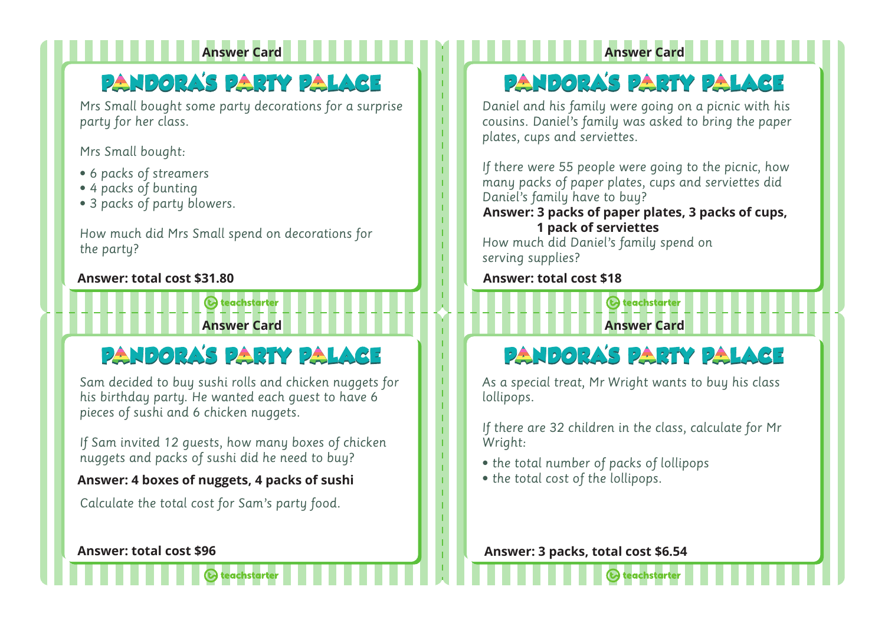**Answer Card**

## PANDORA'S PARTY PALACE

*Mrs Small bought some party decorations for a surprise party for her class.*

*Mrs Small bought:*

- *6 packs of streamers*
- *4 packs of bunting*
- *3 packs of party blowers.*

*How much did Mrs Small spend on decorations for the party?*

**Answer: total cost $31.80**

---

**Answer Card**

## PANDORA'S PARTY PALACE

*Daniel and his family were going on a picnic with his cousins. Daniel's family was asked to bring the paper plates, cups and serviettes.*

*If there were 55 people were going to the picnic, how many packs of paper plates, cups and serviettes did Daniel's family have to buy?*

**Answer: 3 packs of paper plates, 3 packs of cups, 1 pack of serviettes**

*How much did Daniel's family spend on serving supplies?*

**Answer: total cost $18**

---

**Answer Card**

## PANDORA'S PARTY PALACE

*Sam decided to buy sushi rolls and chicken nuggets for his birthday party. He wanted each guest to have 6 pieces of sushi and 6 chicken nuggets.*

*If Sam invited 12 guests, how many boxes of chicken nuggets and packs of sushi did he need to buy?*

**Answer: 4 boxes of nuggets, 4 packs of sushi**

*Calculate the total cost for Sam's party food.*

**Answer: total cost $96**

---

**Answer Card**

## PANDORA'S PARTY PALACE

*As a special treat, Mr Wright wants to buy his class lollipops.*

*If there are 32 children in the class, calculate for Mr Wright:*

- *the total number of packs of lollipops*
- *the total cost of the lollipops.*

**Answer: 3 packs, total cost $6.54**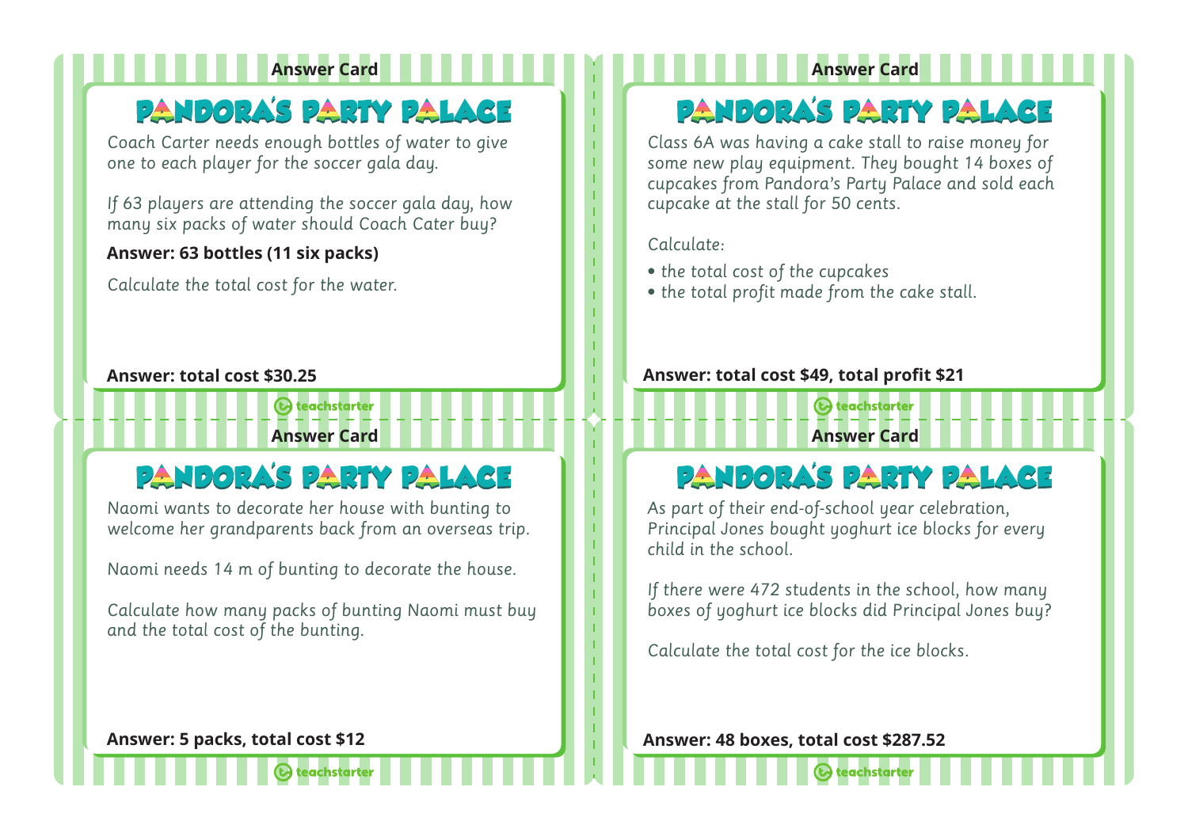**Answer Card**

## PANDORA'S PARTY PALACE

*Coach Carter needs enough bottles of water to give one to each player for the soccer gala day.*

*If 63 players are attending the soccer gala day, how many six packs of water should Coach Cater buy?*

**Answer: 63 bottles (11 six packs)**

*Calculate the total cost for the water.*

**Answer: total cost $30.25**

---

**Answer Card**

## PANDORA'S PARTY PALACE

*Class 6A was having a cake stall to raise money for some new play equipment. They bought 14 boxes of cupcakes from Pandora's Party Palace and sold each cupcake at the stall for 50 cents.*

*Calculate:*

- *the total cost of the cupcakes*
- *the total profit made from the cake stall.*

**Answer: total cost $49, total profit $21**

---

**Answer Card**

## PANDORA'S PARTY PALACE

*Naomi wants to decorate her house with bunting to welcome her grandparents back from an overseas trip.*

*Naomi needs 14 m of bunting to decorate the house.*

*Calculate how many packs of bunting Naomi must buy and the total cost of the bunting.*

**Answer: 5 packs, total cost $12**

---

**Answer Card**

## PANDORA'S PARTY PALACE

*As part of their end-of-school year celebration, Principal Jones bought yoghurt ice blocks for every child in the school.*

*If there were 472 students in the school, how many boxes of yoghurt ice blocks did Principal Jones buy?*

*Calculate the total cost for the ice blocks.*

**Answer: 48 boxes, total cost $287.52**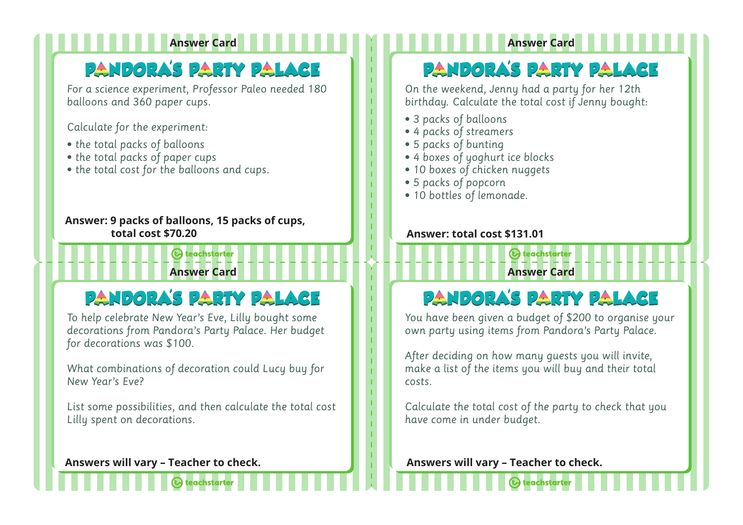Answer Card

## PANDORA'S PARTY PALACE

*For a science experiment, Professor Paleo needed 180 balloons and 360 paper cups.*

*Calculate for the experiment:*

- *the total packs of balloons*
- *the total packs of paper cups*
- *the total cost for the balloons and cups.*

**Answer: 9 packs of balloons, 15 packs of cups, total cost $70.20**

Answer Card

## PANDORA'S PARTY PALACE

*On the weekend, Jenny had a party for her 12th birthday. Calculate the total cost if Jenny bought:*

- *3 packs of balloons*
- *4 packs of streamers*
- *5 packs of bunting*
- *4 boxes of yoghurt ice blocks*
- *10 boxes of chicken nuggets*
- *5 packs of popcorn*
- *10 bottles of lemonade.*

**Answer: total cost $131.01**

Answer Card

## PANDORA'S PARTY PALACE

*To help celebrate New Year's Eve, Lilly bought some decorations from Pandora's Party Palace. Her budget for decorations was $100.*

*What combinations of decoration could Lucy buy for New Year's Eve?*

*List some possibilities, and then calculate the total cost Lilly spent on decorations.*

**Answers will vary – Teacher to check.**

Answer Card

## PANDORA'S PARTY PALACE

*You have been given a budget of $200 to organise your own party using items from Pandora's Party Palace.*

*After deciding on how many guests you will invite, make a list of the items you will buy and their total costs.*

*Calculate the total cost of the party to check that you have come in under budget.*

**Answers will vary – Teacher to check.**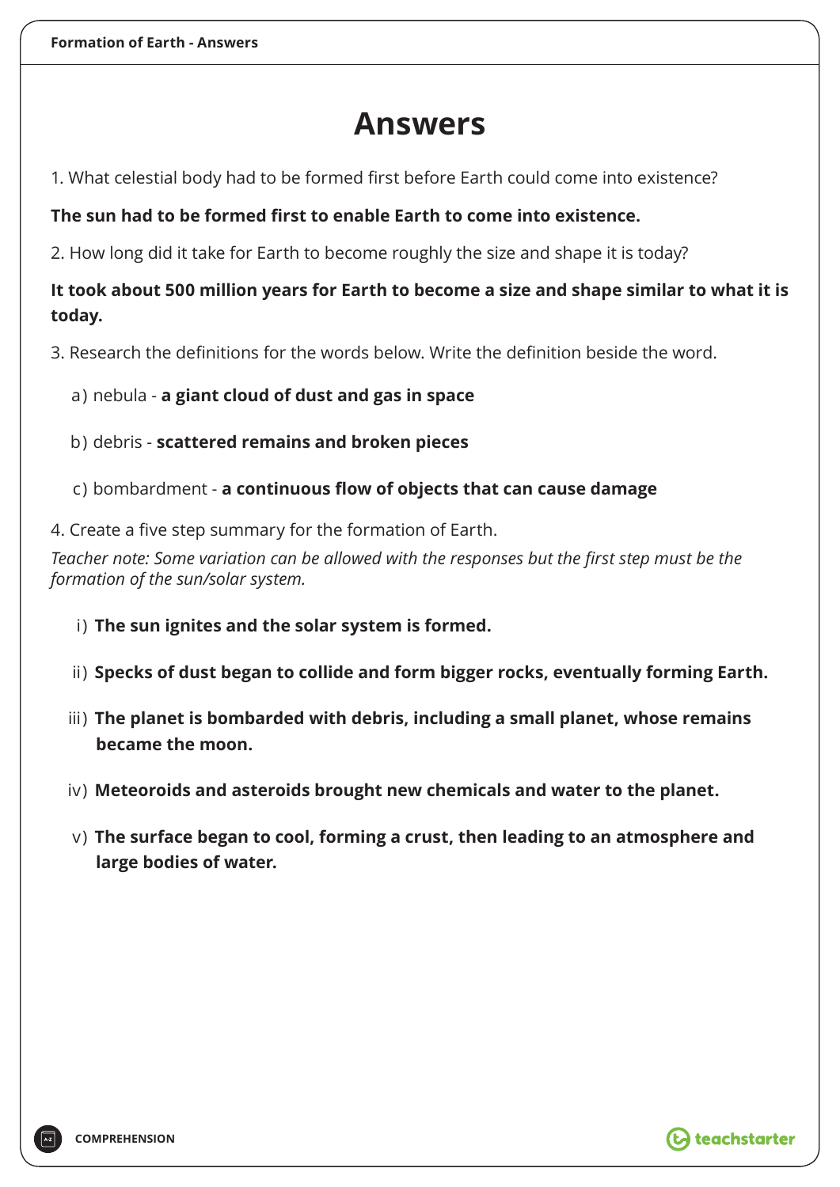# Answers

1. What celestial body had to be formed first before Earth could come into existence?

**The sun had to be formed first to enable Earth to come into existence.**

2. How long did it take for Earth to become roughly the size and shape it is today?

**It took about 500 million years for Earth to become a size and shape similar to what it is today.**

3. Research the definitions for the words below. Write the definition beside the word.

a) nebula - **a giant cloud of dust and gas in space**

b) debris - **scattered remains and broken pieces**

c) bombardment - **a continuous flow of objects that can cause damage**

4. Create a five step summary for the formation of Earth.

*Teacher note: Some variation can be allowed with the responses but the first step must be the formation of the sun/solar system.*

i) **The sun ignites and the solar system is formed.**

ii) **Specks of dust began to collide and form bigger rocks, eventually forming Earth.**

iii) **The planet is bombarded with debris, including a small planet, whose remains became the moon.**

iv) **Meteoroids and asteroids brought new chemicals and water to the planet.**

v) **The surface began to cool, forming a crust, then leading to an atmosphere and large bodies of water.**